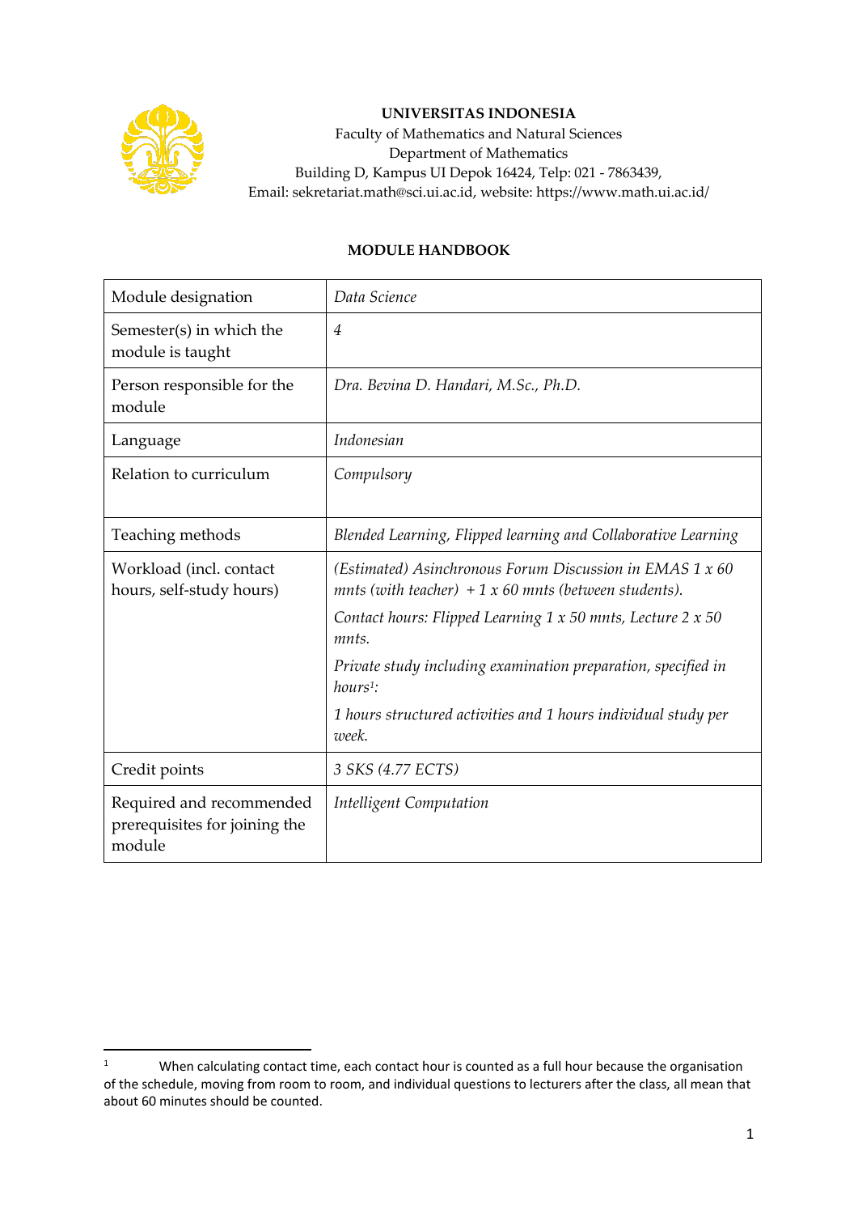**UNIVERSITAS INDONESIA**
Faculty of Mathematics and Natural Sciences
Department of Mathematics
Building D, Kampus UI Depok 16424, Telp: 021 - 7863439,
Email: sekretariat.math@sci.ui.ac.id, website: https://www.math.ui.ac.id/

## MODULE HANDBOOK

| Module designation | *Data Science* |
|---|---|
| Semester(s) in which the module is taught | *4* |
| Person responsible for the module | *Dra. Bevina D. Handari, M.Sc., Ph.D.* |
| Language | *Indonesian* |
| Relation to curriculum | *Compulsory* |
| Teaching methods | *Blended Learning, Flipped learning and Collaborative Learning* |
| Workload (incl. contact hours, self-study hours) | *(Estimated) Asinchronous Forum Discussion in EMAS 1 x 60 mnts (with teacher) + 1 x 60 mnts (between students).*<br>*Contact hours: Flipped Learning 1 x 50 mnts, Lecture 2 x 50 mnts.*<br>*Private study including examination preparation, specified in hours[1]:*<br>*1 hours structured activities and 1 hours individual study per week.* |
| Credit points | *3 SKS (4.77 ECTS)* |
| Required and recommended prerequisites for joining the module | *Intelligent Computation* |

[1] When calculating contact time, each contact hour is counted as a full hour because the organisation of the schedule, moving from room to room, and individual questions to lecturers after the class, all mean that about 60 minutes should be counted.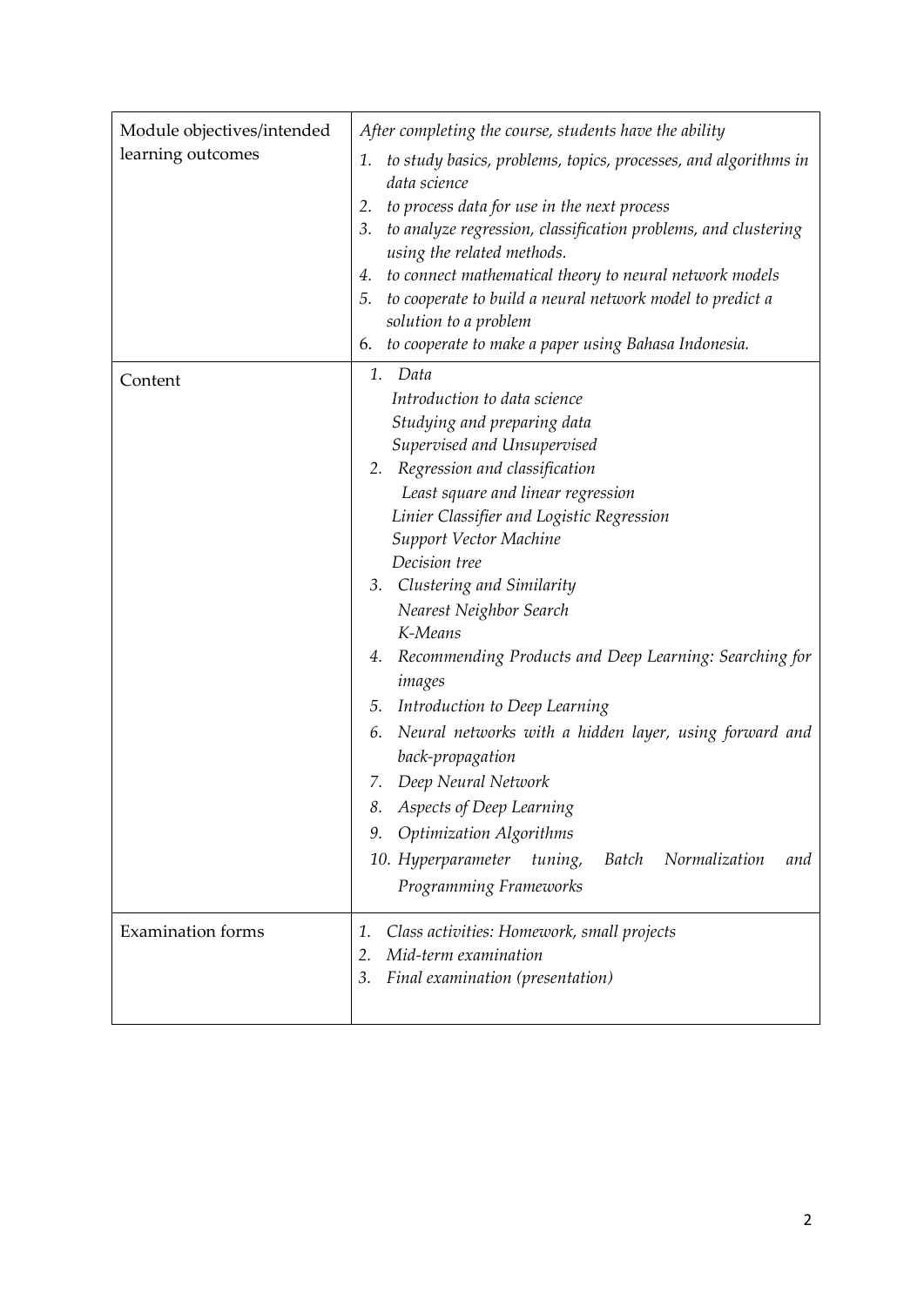| Module objectives/intended learning outcomes | *After completing the course, students have the ability*<br>1. *to study basics, problems, topics, processes, and algorithms in data science*<br>2. *to process data for use in the next process*<br>3. *to analyze regression, classification problems, and clustering using the related methods.*<br>4. *to connect mathematical theory to neural network models*<br>5. *to cooperate to build a neural network model to predict a solution to a problem*<br>6. *to cooperate to make a paper using Bahasa Indonesia.* |
|---|---|
| Content | 1. *Data*<br>*Introduction to data science*<br>*Studying and preparing data*<br>*Supervised and Unsupervised*<br>2. *Regression and classification*<br>*Least square and linear regression*<br>*Linier Classifier and Logistic Regression*<br>*Support Vector Machine*<br>*Decision tree*<br>3. *Clustering and Similarity*<br>*Nearest Neighbor Search*<br>*K-Means*<br>4. *Recommending Products and Deep Learning: Searching for images*<br>5. *Introduction to Deep Learning*<br>6. *Neural networks with a hidden layer, using forward and back-propagation*<br>7. *Deep Neural Network*<br>8. *Aspects of Deep Learning*<br>9. *Optimization Algorithms*<br>10. *Hyperparameter tuning, Batch Normalization and Programming Frameworks* |
| Examination forms | 1. *Class activities: Homework, small projects*<br>2. *Mid-term examination*<br>3. *Final examination (presentation)* |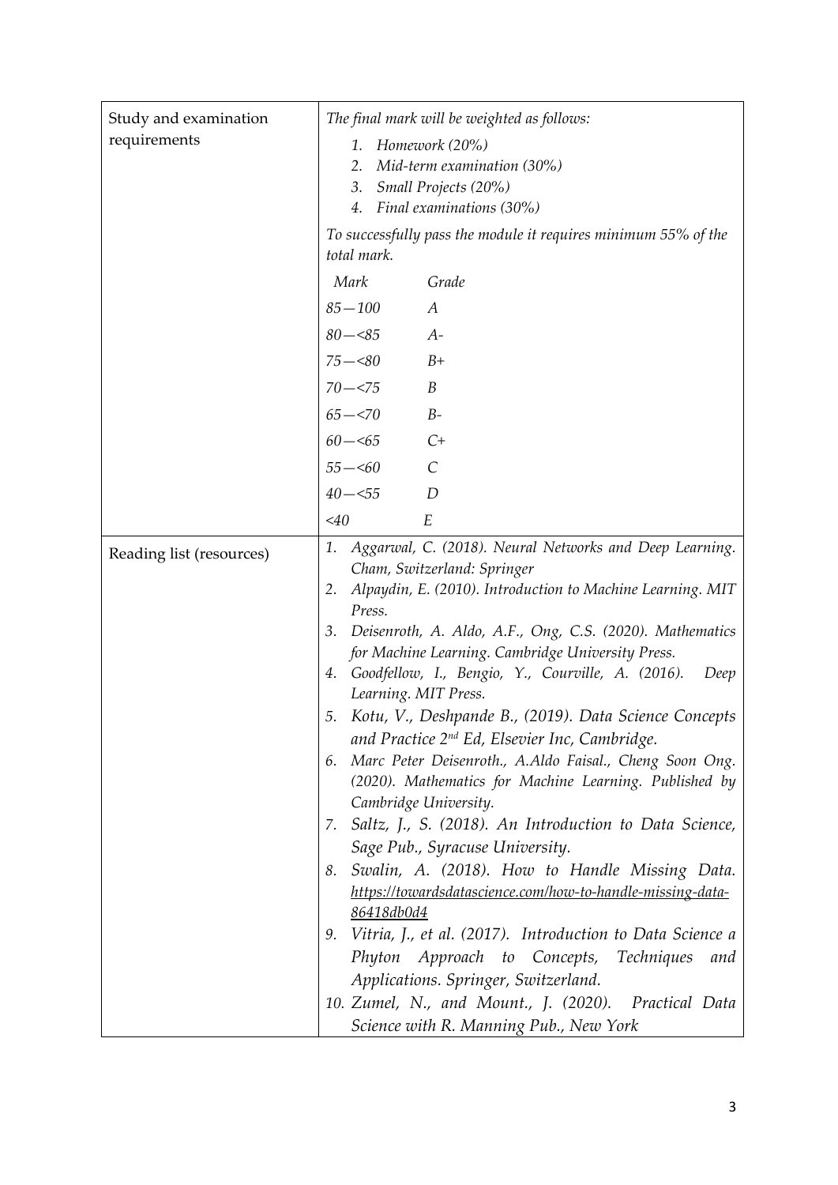| | |
|---|---|
| Study and examination requirements | *The final mark will be weighted as follows:*<br>1. *Homework (20%)*<br>2. *Mid-term examination (30%)*<br>3. *Small Projects (20%)*<br>4. *Final examinations (30%)*<br><br>*To successfully pass the module it requires minimum 55% of the total mark.*<br><br>*Mark* — *Grade*<br>*85—100* — *A*<br>*80—<85* — *A-*<br>*75—<80* — *B+*<br>*70—<75* — *B*<br>*65—<70* — *B-*<br>*60—<65* — *C+*<br>*55—<60* — *C*<br>*40—<55* — *D*<br>*<40* — *E* |
| Reading list (resources) | 1. *Aggarwal, C. (2018). Neural Networks and Deep Learning. Cham, Switzerland: Springer*<br>2. *Alpaydin, E. (2010). Introduction to Machine Learning. MIT Press.*<br>3. *Deisenroth, A. Aldo, A.F., Ong, C.S. (2020). Mathematics for Machine Learning. Cambridge University Press.*<br>4. *Goodfellow, I., Bengio, Y., Courville, A. (2016). Deep Learning. MIT Press.*<br>5. *Kotu, V., Deshpande B., (2019). Data Science Concepts and Practice 2nd Ed, Elsevier Inc, Cambridge.*<br>6. *Marc Peter Deisenroth., A.Aldo Faisal., Cheng Soon Ong. (2020). Mathematics for Machine Learning. Published by Cambridge University.*<br>7. *Saltz, J., S. (2018). An Introduction to Data Science, Sage Pub., Syracuse University.*<br>8. *Swalin, A. (2018). How to Handle Missing Data. https://towardsdatascience.com/how-to-handle-missing-data-86418db0d4*<br>9. *Vitria, J., et al. (2017). Introduction to Data Science a Phyton Approach to Concepts, Techniques and Applications. Springer, Switzerland.*<br>10. *Zumel, N., and Mount., J. (2020). Practical Data Science with R. Manning Pub., New York* |